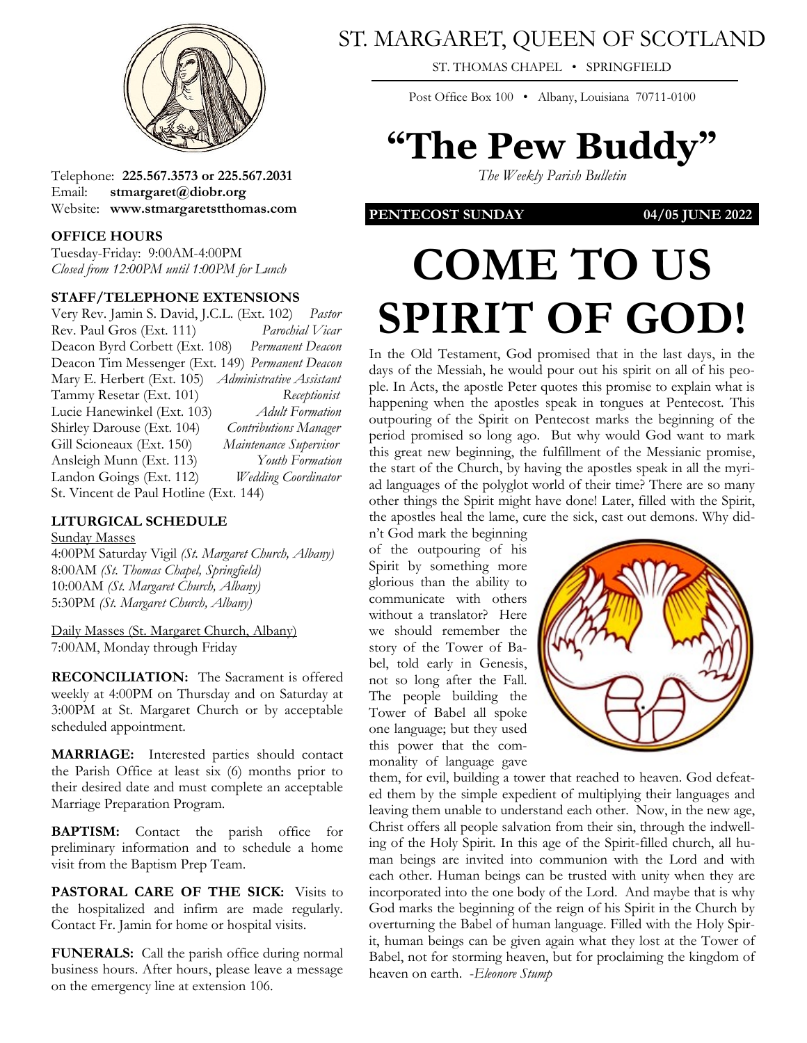# ST. MARGARET, QUEEN OF SCOTLAND

ST. THOMAS CHAPEL • SPRINGFIELD

Post Office Box 100 • Albany, Louisiana 70711-0100

# "The Pew Buddy"

*The Weekly Parish Bulletin*

**PENTECOST SUNDAY** **04/05 JUNE 2022**

Telephone: **225.567.3573 or 225.567.2031**
Email: **stmargaret@diobr.org**
Website: **www.stmargaretstthomas.com**

### OFFICE HOURS

Tuesday-Friday: 9:00AM-4:00PM
*Closed from 12:00PM until 1:00PM for Lunch*

### STAFF/TELEPHONE EXTENSIONS

Very Rev. Jamin S. David, J.C.L. (Ext. 102) *Pastor*
Rev. Paul Gros (Ext. 111) *Parochial Vicar*
Deacon Byrd Corbett (Ext. 108) *Permanent Deacon*
Deacon Tim Messenger (Ext. 149) *Permanent Deacon*
Mary E. Herbert (Ext. 105) *Administrative Assistant*
Tammy Resetar (Ext. 101) *Receptionist*
Lucie Hanewinkel (Ext. 103) *Adult Formation*
Shirley Darouse (Ext. 104) *Contributions Manager*
Gill Scioneaux (Ext. 150) *Maintenance Supervisor*
Ansleigh Munn (Ext. 113) *Youth Formation*
Landon Goings (Ext. 112) *Wedding Coordinator*
St. Vincent de Paul Hotline (Ext. 144)

### LITURGICAL SCHEDULE

Sunday Masses
4:00PM Saturday Vigil *(St. Margaret Church, Albany)*
8:00AM *(St. Thomas Chapel, Springfield)*
10:00AM *(St. Margaret Church, Albany)*
5:30PM *(St. Margaret Church, Albany)*

Daily Masses (St. Margaret Church, Albany)
7:00AM, Monday through Friday

**RECONCILIATION:** The Sacrament is offered weekly at 4:00PM on Thursday and on Saturday at 3:00PM at St. Margaret Church or by acceptable scheduled appointment.

**MARRIAGE:** Interested parties should contact the Parish Office at least six (6) months prior to their desired date and must complete an acceptable Marriage Preparation Program.

**BAPTISM:** Contact the parish office for preliminary information and to schedule a home visit from the Baptism Prep Team.

**PASTORAL CARE OF THE SICK:** Visits to the hospitalized and infirm are made regularly. Contact Fr. Jamin for home or hospital visits.

**FUNERALS:** Call the parish office during normal business hours. After hours, please leave a message on the emergency line at extension 106.

# COME TO US SPIRIT OF GOD!

In the Old Testament, God promised that in the last days, in the days of the Messiah, he would pour out his spirit on all of his people. In Acts, the apostle Peter quotes this promise to explain what is happening when the apostles speak in tongues at Pentecost. This outpouring of the Spirit on Pentecost marks the beginning of the period promised so long ago. But why would God want to mark this great new beginning, the fulfillment of the Messianic promise, the start of the Church, by having the apostles speak in all the myriad languages of the polyglot world of their time? There are so many other things the Spirit might have done! Later, filled with the Spirit, the apostles heal the lame, cure the sick, cast out demons. Why didn't God mark the beginning of the outpouring of his Spirit by something more glorious than the ability to communicate with others without a translator? Here we should remember the story of the Tower of Babel, told early in Genesis, not so long after the Fall. The people building the Tower of Babel all spoke one language; but they used this power that the commonality of language gave them, for evil, building a tower that reached to heaven. God defeated them by the simple expedient of multiplying their languages and leaving them unable to understand each other. Now, in the new age, Christ offers all people salvation from their sin, through the indwelling of the Holy Spirit. In this age of the Spirit-filled church, all human beings are invited into communion with the Lord and with each other. Human beings can be trusted with unity when they are incorporated into the one body of the Lord. And maybe that is why God marks the beginning of the reign of his Spirit in the Church by overturning the Babel of human language. Filled with the Holy Spirit, human beings can be given again what they lost at the Tower of Babel, not for storming heaven, but for proclaiming the kingdom of heaven on earth. *-Eleonore Stump*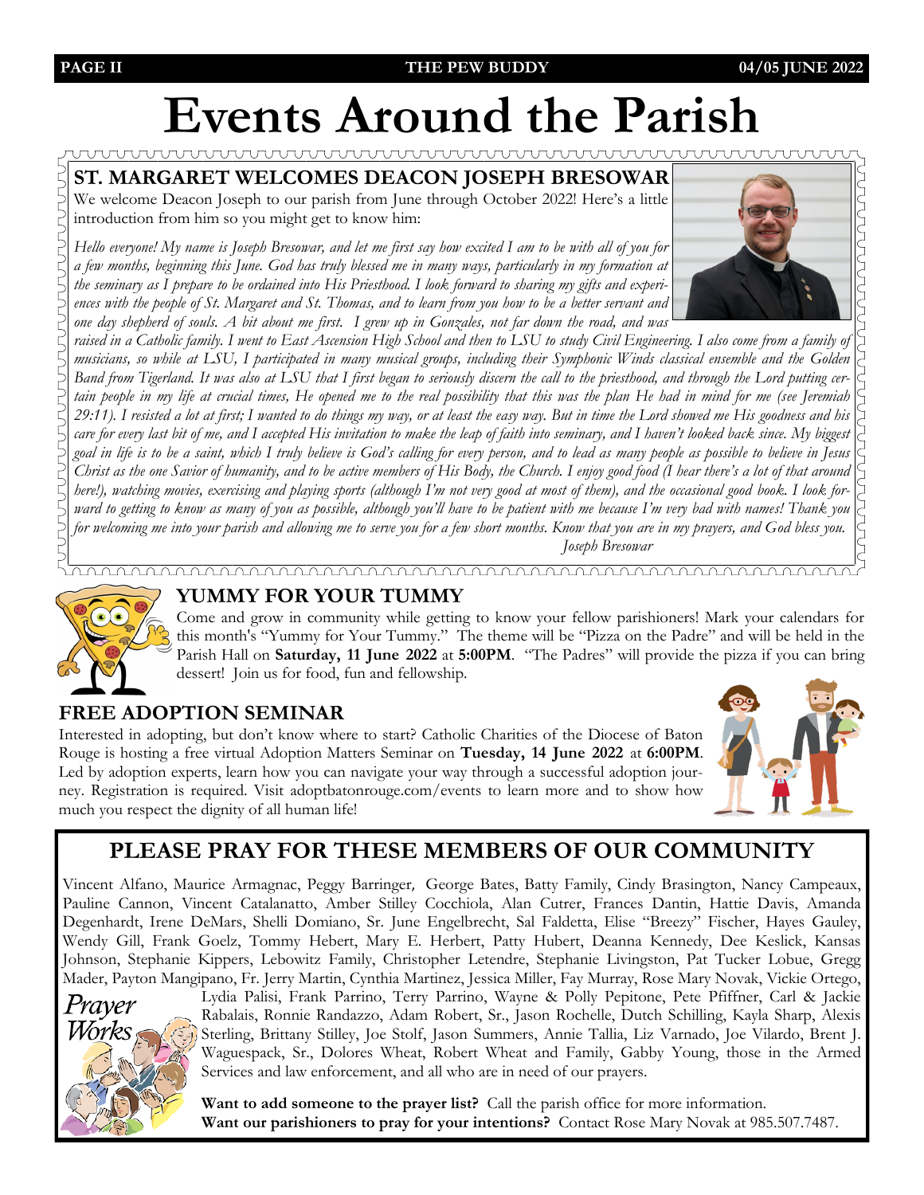# Events Around the Parish

## ST. MARGARET WELCOMES DEACON JOSEPH BRESOWAR

We welcome Deacon Joseph to our parish from June through October 2022! Here's a little introduction from him so you might get to know him:

*Hello everyone! My name is Joseph Bresowar, and let me first say how excited I am to be with all of you for a few months, beginning this June. God has truly blessed me in many ways, particularly in my formation at the seminary as I prepare to be ordained into His Priesthood. I look forward to sharing my gifts and experiences with the people of St. Margaret and St. Thomas, and to learn from you how to be a better servant and one day shepherd of souls. A bit about me first. I grew up in Gonzales, not far down the road, and was raised in a Catholic family. I went to East Ascension High School and then to LSU to study Civil Engineering. I also come from a family of musicians, so while at LSU, I participated in many musical groups, including their Symphonic Winds classical ensemble and the Golden Band from Tigerland. It was also at LSU that I first began to seriously discern the call to the priesthood, and through the Lord putting certain people in my life at crucial times, He opened me to the real possibility that this was the plan He had in mind for me (see Jeremiah 29:11). I resisted a lot at first; I wanted to do things my way, or at least the easy way. But in time the Lord showed me His goodness and his care for every last bit of me, and I accepted His invitation to make the leap of faith into seminary, and I haven't looked back since. My biggest goal in life is to be a saint, which I truly believe is God's calling for every person, and to lead as many people as possible to believe in Jesus Christ as the one Savior of humanity, and to be active members of His Body, the Church. I enjoy good food (I hear there's a lot of that around here!), watching movies, exercising and playing sports (although I'm not very good at most of them), and the occasional good book. I look forward to getting to know as many of you as possible, although you'll have to be patient with me because I'm very bad with names! Thank you for welcoming me into your parish and allowing me to serve you for a few short months. Know that you are in my prayers, and God bless you.*

*Joseph Bresowar*

## YUMMY FOR YOUR TUMMY

Come and grow in community while getting to know your fellow parishioners! Mark your calendars for this month's "Yummy for Your Tummy." The theme will be "Pizza on the Padre" and will be held in the Parish Hall on **Saturday, 11 June 2022** at **5:00PM**. "The Padres" will provide the pizza if you can bring dessert! Join us for food, fun and fellowship.

## FREE ADOPTION SEMINAR

Interested in adopting, but don't know where to start? Catholic Charities of the Diocese of Baton Rouge is hosting a free virtual Adoption Matters Seminar on **Tuesday, 14 June 2022** at **6:00PM**. Led by adoption experts, learn how you can navigate your way through a successful adoption journey. Registration is required. Visit adoptbatonrouge.com/events to learn more and to show how much you respect the dignity of all human life!

## PLEASE PRAY FOR THESE MEMBERS OF OUR COMMUNITY

Vincent Alfano, Maurice Armagnac, Peggy Barringer, George Bates, Batty Family, Cindy Brasington, Nancy Campeaux, Pauline Cannon, Vincent Catalanatto, Amber Stilley Cocchiola, Alan Cutrer, Frances Dantin, Hattie Davis, Amanda Degenhardt, Irene DeMars, Shelli Domiano, Sr. June Engelbrecht, Sal Faldetta, Elise "Breezy" Fischer, Hayes Gauley, Wendy Gill, Frank Goelz, Tommy Hebert, Mary E. Herbert, Patty Hubert, Deanna Kennedy, Dee Keslick, Kansas Johnson, Stephanie Kippers, Lebowitz Family, Christopher Letendre, Stephanie Livingston, Pat Tucker Lobue, Gregg Mader, Payton Mangipano, Fr. Jerry Martin, Cynthia Martinez, Jessica Miller, Fay Murray, Rose Mary Novak, Vickie Ortego, Lydia Palisi, Frank Parrino, Terry Parrino, Wayne & Polly Pepitone, Pete Pfiffner, Carl & Jackie Rabalais, Ronnie Randazzo, Adam Robert, Sr., Jason Rochelle, Dutch Schilling, Kayla Sharp, Alexis Sterling, Brittany Stilley, Joe Stolf, Jason Summers, Annie Tallia, Liz Varnado, Joe Vilardo, Brent J. Waguespack, Sr., Dolores Wheat, Robert Wheat and Family, Gabby Young, those in the Armed Services and law enforcement, and all who are in need of our prayers.

Prayer Works

**Want to add someone to the prayer list?** Call the parish office for more information.
**Want our parishioners to pray for your intentions?** Contact Rose Mary Novak at 985.507.7487.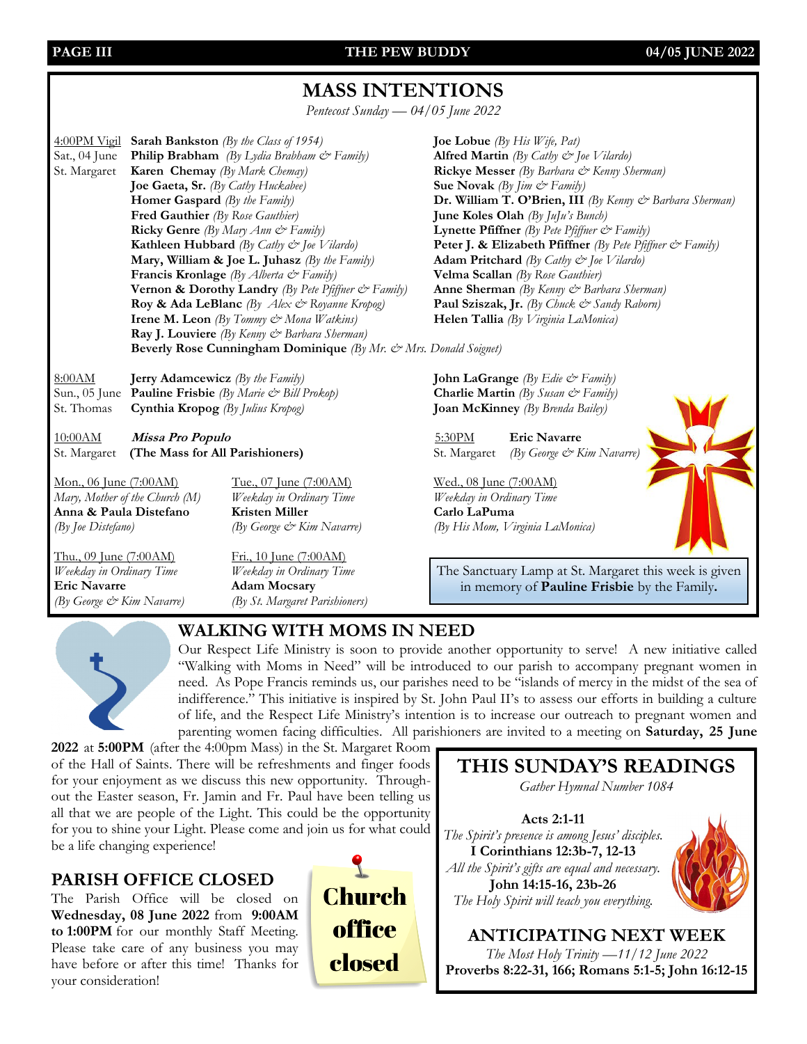# MASS INTENTIONS

*Pentecost Sunday — 04/05 June 2022*

4:00PM Vigil
Sat., 04 June
St. Margaret

**Sarah Bankston** *(By the Class of 1954)*
**Philip Brabham** *(By Lydia Brabham & Family)*
**Karen Chemay** *(By Mark Chemay)*
**Joe Gaeta, Sr.** *(By Cathy Huckabee)*
**Homer Gaspard** *(By the Family)*
**Fred Gauthier** *(By Rose Gauthier)*
**Ricky Genre** *(By Mary Ann & Family)*
**Kathleen Hubbard** *(By Cathy & Joe Vilardo)*
**Mary, William & Joe L. Juhasz** *(By the Family)*
**Francis Kronlage** *(By Alberta & Family)*
**Vernon & Dorothy Landry** *(By Pete Pfiffner & Family)*
**Roy & Ada LeBlanc** *(By Alex & Royanne Kropog)*
**Irene M. Leon** *(By Tommy & Mona Watkins)*
**Ray J. Louviere** *(By Kenny & Barbara Sherman)*
**Beverly Rose Cunningham Dominique** *(By Mr. & Mrs. Donald Soignet)*
**Joe Lobue** *(By His Wife, Pat)*
**Alfred Martin** *(By Cathy & Joe Vilardo)*
**Rickye Messer** *(By Barbara & Kenny Sherman)*
**Sue Novak** *(By Jim & Family)*
**Dr. William T. O'Brien, III** *(By Kenny & Barbara Sherman)*
**June Koles Olah** *(By JuJu's Bunch)*
**Lynette Pfiffner** *(By Pete Pfiffner & Family)*
**Peter J. & Elizabeth Pfiffner** *(By Pete Pfiffner & Family)*
**Adam Pritchard** *(By Cathy & Joe Vilardo)*
**Velma Scallan** *(By Rose Gauthier)*
**Anne Sherman** *(By Kenny & Barbara Sherman)*
**Paul Sziszak, Jr.** *(By Chuck & Sandy Raborn)*
**Helen Tallia** *(By Virginia LaMonica)*

8:00AM
Sun., 05 June
St. Thomas

**Jerry Adamcewicz** *(By the Family)*
**Pauline Frisbie** *(By Marie & Bill Prokop)*
**Cynthia Kropog** *(By Julius Kropog)*
**John LaGrange** *(By Edie & Family)*
**Charlie Martin** *(By Susan & Family)*
**Joan McKinney** *(By Brenda Bailey)*

10:00AM
St. Margaret

***Missa Pro Populo***
**(The Mass for All Parishioners)**

5:30PM
St. Margaret

**Eric Navarre**
*(By George & Kim Navarre)*

Mon., 06 June (7:00AM)
*Mary, Mother of the Church (M)*
**Anna & Paula Distefano**
*(By Joe Distefano)*

Tue., 07 June (7:00AM)
*Weekday in Ordinary Time*
**Kristen Miller**
*(By George & Kim Navarre)*

Wed., 08 June (7:00AM)
*Weekday in Ordinary Time*
**Carlo LaPuma**
*(By His Mom, Virginia LaMonica)*

Thu., 09 June (7:00AM)
*Weekday in Ordinary Time*
**Eric Navarre**
*(By George & Kim Navarre)*

Fri., 10 June (7:00AM)
*Weekday in Ordinary Time*
**Adam Mocsary**
*(By St. Margaret Parishioners)*

The Sanctuary Lamp at St. Margaret this week is given in memory of **Pauline Frisbie** by the Family.

## WALKING WITH MOMS IN NEED

Our Respect Life Ministry is soon to provide another opportunity to serve! A new initiative called "Walking with Moms in Need" will be introduced to our parish to accompany pregnant women in need. As Pope Francis reminds us, our parishes need to be "islands of mercy in the midst of the sea of indifference." This initiative is inspired by St. John Paul II's to assess our efforts in building a culture of life, and the Respect Life Ministry's intention is to increase our outreach to pregnant women and parenting women facing difficulties. All parishioners are invited to a meeting on **Saturday, 25 June 2022** at **5:00PM** (after the 4:00pm Mass) in the St. Margaret Room of the Hall of Saints. There will be refreshments and finger foods for your enjoyment as we discuss this new opportunity. Throughout the Easter season, Fr. Jamin and Fr. Paul have been telling us all that we are people of the Light. This could be the opportunity for you to shine your Light. Please come and join us for what could be a life changing experience!

## PARISH OFFICE CLOSED

The Parish Office will be closed on **Wednesday, 08 June 2022** from **9:00AM to 1:00PM** for our monthly Staff Meeting. Please take care of any business you may have before or after this time! Thanks for your consideration!

Church office closed

## THIS SUNDAY'S READINGS

*Gather Hymnal Number 1084*

**Acts 2:1-11**
*The Spirit's presence is among Jesus' disciples.*
**I Corinthians 12:3b-7, 12-13**
*All the Spirit's gifts are equal and necessary.*
**John 14:15-16, 23b-26**
*The Holy Spirit will teach you everything.*

## ANTICIPATING NEXT WEEK

*The Most Holy Trinity —11/12 June 2022*
**Proverbs 8:22-31, 166; Romans 5:1-5; John 16:12-15**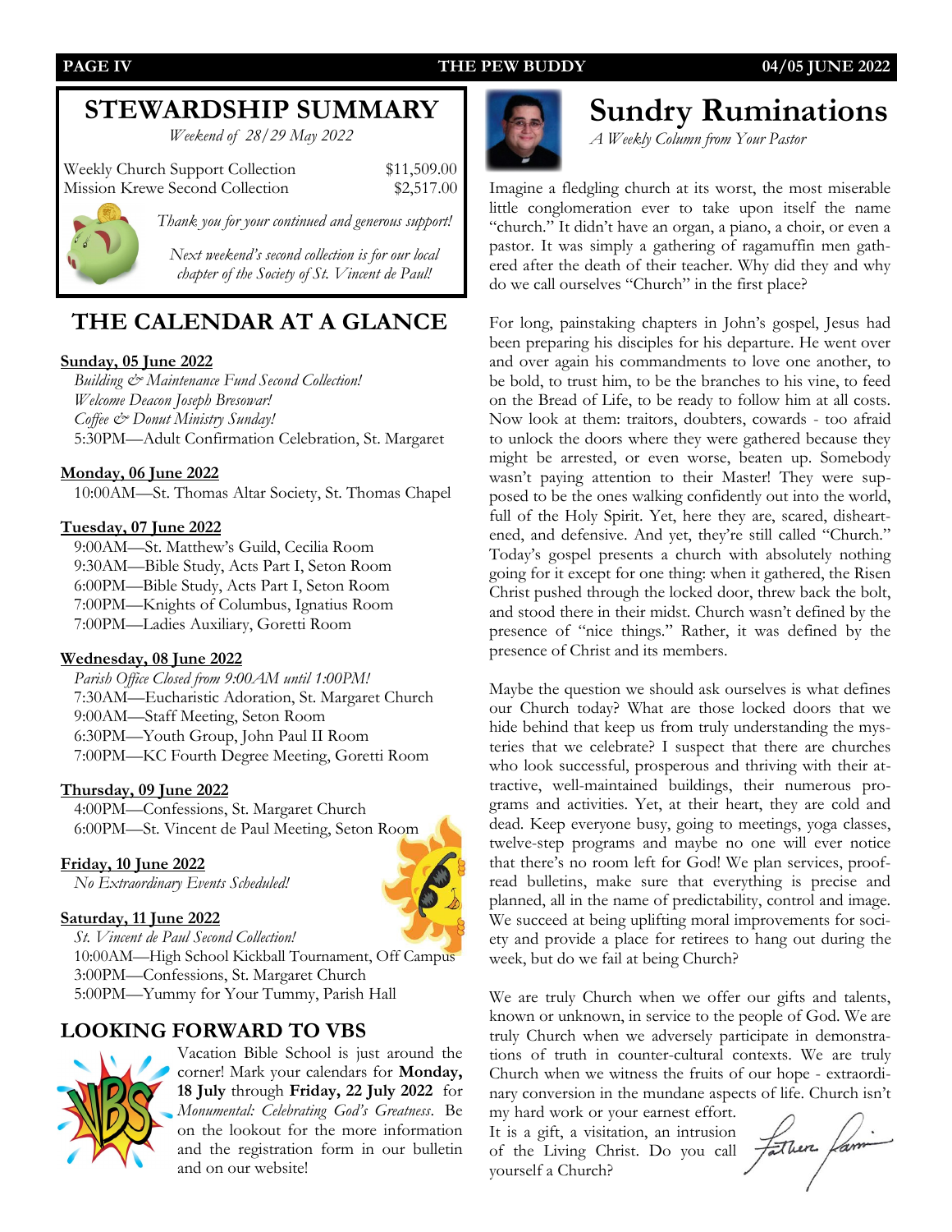## STEWARDSHIP SUMMARY

*Weekend of 28/29 May 2022*

| | |
|---|---|
| Weekly Church Support Collection | $11,509.00 |
| Mission Krewe Second Collection | $2,517.00 |

*Thank you for your continued and generous support!*

*Next weekend's second collection is for our local chapter of the Society of St. Vincent de Paul!*

## THE CALENDAR AT A GLANCE

**Sunday, 05 June 2022**

*Building & Maintenance Fund Second Collection!*
*Welcome Deacon Joseph Bresowar!*
*Coffee & Donut Ministry Sunday!*
5:30PM—Adult Confirmation Celebration, St. Margaret

**Monday, 06 June 2022**

10:00AM—St. Thomas Altar Society, St. Thomas Chapel

**Tuesday, 07 June 2022**

9:00AM—St. Matthew's Guild, Cecilia Room
9:30AM—Bible Study, Acts Part I, Seton Room
6:00PM—Bible Study, Acts Part I, Seton Room
7:00PM—Knights of Columbus, Ignatius Room
7:00PM—Ladies Auxiliary, Goretti Room

**Wednesday, 08 June 2022**

*Parish Office Closed from 9:00AM until 1:00PM!*
7:30AM—Eucharistic Adoration, St. Margaret Church
9:00AM—Staff Meeting, Seton Room
6:30PM—Youth Group, John Paul II Room
7:00PM—KC Fourth Degree Meeting, Goretti Room

**Thursday, 09 June 2022**

4:00PM—Confessions, St. Margaret Church
6:00PM—St. Vincent de Paul Meeting, Seton Room

**Friday, 10 June 2022**

*No Extraordinary Events Scheduled!*

**Saturday, 11 June 2022**

*St. Vincent de Paul Second Collection!*
10:00AM—High School Kickball Tournament, Off Campus
3:00PM—Confessions, St. Margaret Church
5:00PM—Yummy for Your Tummy, Parish Hall

## LOOKING FORWARD TO VBS

Vacation Bible School is just around the corner! Mark your calendars for **Monday, 18 July** through **Friday, 22 July 2022** for *Monumental: Celebrating God's Greatness*. Be on the lookout for the more information and the registration form in our bulletin and on our website!

# Sundry Ruminations

*A Weekly Column from Your Pastor*

Imagine a fledgling church at its worst, the most miserable little conglomeration ever to take upon itself the name "church." It didn't have an organ, a piano, a choir, or even a pastor. It was simply a gathering of ragamuffin men gathered after the death of their teacher. Why did they and why do we call ourselves "Church" in the first place?

For long, painstaking chapters in John's gospel, Jesus had been preparing his disciples for his departure. He went over and over again his commandments to love one another, to be bold, to trust him, to be the branches to his vine, to feed on the Bread of Life, to be ready to follow him at all costs. Now look at them: traitors, doubters, cowards - too afraid to unlock the doors where they were gathered because they might be arrested, or even worse, beaten up. Somebody wasn't paying attention to their Master! They were supposed to be the ones walking confidently out into the world, full of the Holy Spirit. Yet, here they are, scared, disheartened, and defensive. And yet, they're still called "Church." Today's gospel presents a church with absolutely nothing going for it except for one thing: when it gathered, the Risen Christ pushed through the locked door, threw back the bolt, and stood there in their midst. Church wasn't defined by the presence of "nice things." Rather, it was defined by the presence of Christ and its members.

Maybe the question we should ask ourselves is what defines our Church today? What are those locked doors that we hide behind that keep us from truly understanding the mysteries that we celebrate? I suspect that there are churches who look successful, prosperous and thriving with their attractive, well-maintained buildings, their numerous programs and activities. Yet, at their heart, they are cold and dead. Keep everyone busy, going to meetings, yoga classes, twelve-step programs and maybe no one will ever notice that there's no room left for God! We plan services, proofread bulletins, make sure that everything is precise and planned, all in the name of predictability, control and image. We succeed at being uplifting moral improvements for society and provide a place for retirees to hang out during the week, but do we fail at being Church?

We are truly Church when we offer our gifts and talents, known or unknown, in service to the people of God. We are truly Church when we adversely participate in demonstrations of truth in counter-cultural contexts. We are truly Church when we witness the fruits of our hope - extraordinary conversion in the mundane aspects of life. Church isn't my hard work or your earnest effort. It is a gift, a visitation, an intrusion of the Living Christ. Do you call yourself a Church?

*Father Sam*